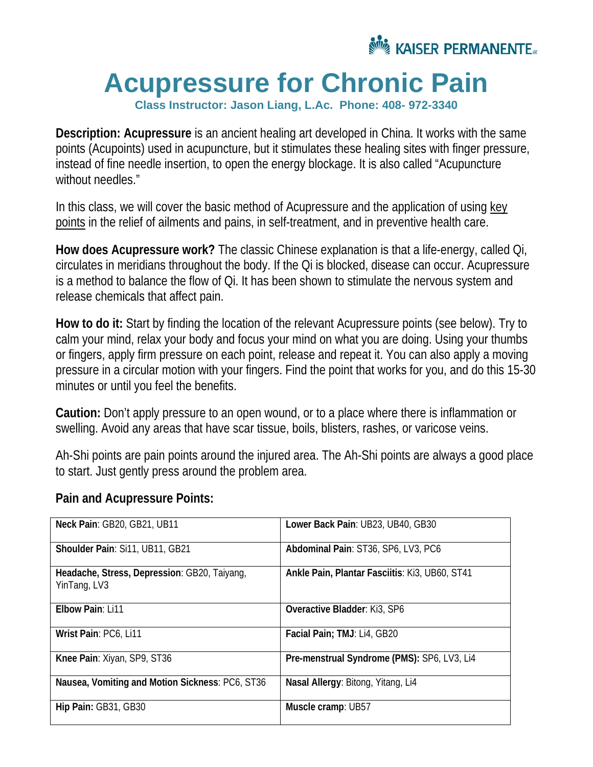KAISER PERMANENTE

# Acupressure for Chronic Pain

**Class Instructor: Jason Liang, L.Ac. Phone: 408- 972-3340**

**Description: Acupressure** is an ancient healing art developed in China. It works with the same points (Acupoints) used in acupuncture, but it stimulates these healing sites with finger pressure, instead of fine needle insertion, to open the energy blockage. It is also called "Acupuncture without needles."

In this class, we will cover the basic method of Acupressure and the application of using key points in the relief of ailments and pains, in self-treatment, and in preventive health care.

**How does Acupressure work?** The classic Chinese explanation is that a life-energy, called Qi, circulates in meridians throughout the body. If the Qi is blocked, disease can occur. Acupressure is a method to balance the flow of Qi. It has been shown to stimulate the nervous system and release chemicals that affect pain.

**How to do it:** Start by finding the location of the relevant Acupressure points (see below). Try to calm your mind, relax your body and focus your mind on what you are doing. Using your thumbs or fingers, apply firm pressure on each point, release and repeat it. You can also apply a moving pressure in a circular motion with your fingers. Find the point that works for you, and do this 15-30 minutes or until you feel the benefits.

**Caution:** Don't apply pressure to an open wound, or to a place where there is inflammation or swelling. Avoid any areas that have scar tissue, boils, blisters, rashes, or varicose veins.

Ah-Shi points are pain points around the injured area. The Ah-Shi points are always a good place to start. Just gently press around the problem area.

## Pain and Acupressure Points:

| | |
|---|---|
| **Neck Pain**: GB20, GB21, UB11 | **Lower Back Pain**: UB23, UB40, GB30 |
| **Shoulder Pain**: Si11, UB11, GB21 | **Abdominal Pain**: ST36, SP6, LV3, PC6 |
| **Headache, Stress, Depression**: GB20, Taiyang, YinTang, LV3 | **Ankle Pain, Plantar Fasciitis**: Ki3, UB60, ST41 |
| **Elbow Pain**: Li11 | **Overactive Bladder**: Ki3, SP6 |
| **Wrist Pain**: PC6, Li11 | **Facial Pain; TMJ**: Li4, GB20 |
| **Knee Pain**: Xiyan, SP9, ST36 | **Pre-menstrual Syndrome (PMS):** SP6, LV3, Li4 |
| **Nausea, Vomiting and Motion Sickness**: PC6, ST36 | **Nasal Allergy**: Bitong, Yitang, Li4 |
| **Hip Pain:** GB31, GB30 | **Muscle cramp**: UB57 |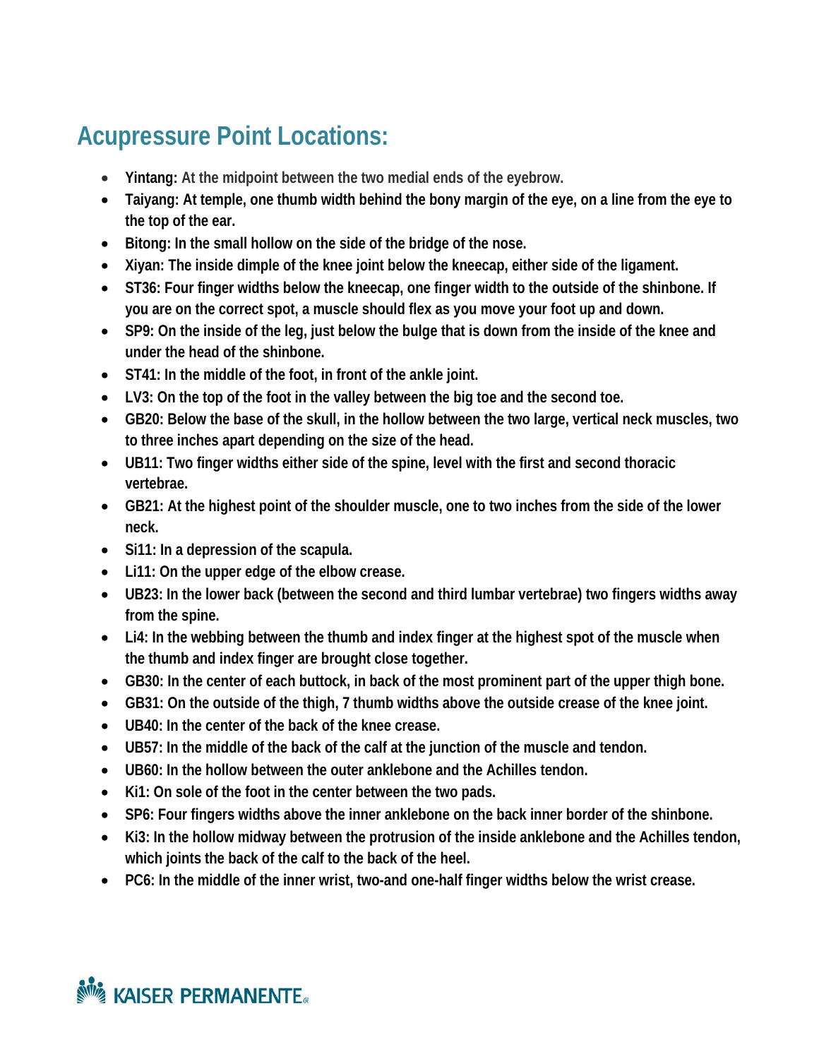## Acupressure Point Locations:

- **Yintang:** At the midpoint between the two medial ends of the eyebrow.
- **Taiyang: At temple, one thumb width behind the bony margin of the eye, on a line from the eye to the top of the ear.**
- **Bitong: In the small hollow on the side of the bridge of the nose.**
- **Xiyan: The inside dimple of the knee joint below the kneecap, either side of the ligament.**
- **ST36: Four finger widths below the kneecap, one finger width to the outside of the shinbone. If you are on the correct spot, a muscle should flex as you move your foot up and down.**
- **SP9: On the inside of the leg, just below the bulge that is down from the inside of the knee and under the head of the shinbone.**
- **ST41: In the middle of the foot, in front of the ankle joint.**
- **LV3: On the top of the foot in the valley between the big toe and the second toe.**
- **GB20: Below the base of the skull, in the hollow between the two large, vertical neck muscles, two to three inches apart depending on the size of the head.**
- **UB11: Two finger widths either side of the spine, level with the first and second thoracic vertebrae.**
- **GB21: At the highest point of the shoulder muscle, one to two inches from the side of the lower neck.**
- **Si11: In a depression of the scapula.**
- **Li11: On the upper edge of the elbow crease.**
- **UB23: In the lower back (between the second and third lumbar vertebrae) two fingers widths away from the spine.**
- **Li4: In the webbing between the thumb and index finger at the highest spot of the muscle when the thumb and index finger are brought close together.**
- **GB30: In the center of each buttock, in back of the most prominent part of the upper thigh bone.**
- **GB31: On the outside of the thigh, 7 thumb widths above the outside crease of the knee joint.**
- **UB40: In the center of the back of the knee crease.**
- **UB57: In the middle of the back of the calf at the junction of the muscle and tendon.**
- **UB60: In the hollow between the outer anklebone and the Achilles tendon.**
- **Ki1: On sole of the foot in the center between the two pads.**
- **SP6: Four fingers widths above the inner anklebone on the back inner border of the shinbone.**
- **Ki3: In the hollow midway between the protrusion of the inside anklebone and the Achilles tendon, which joints the back of the calf to the back of the heel.**
- **PC6: In the middle of the inner wrist, two-and one-half finger widths below the wrist crease.**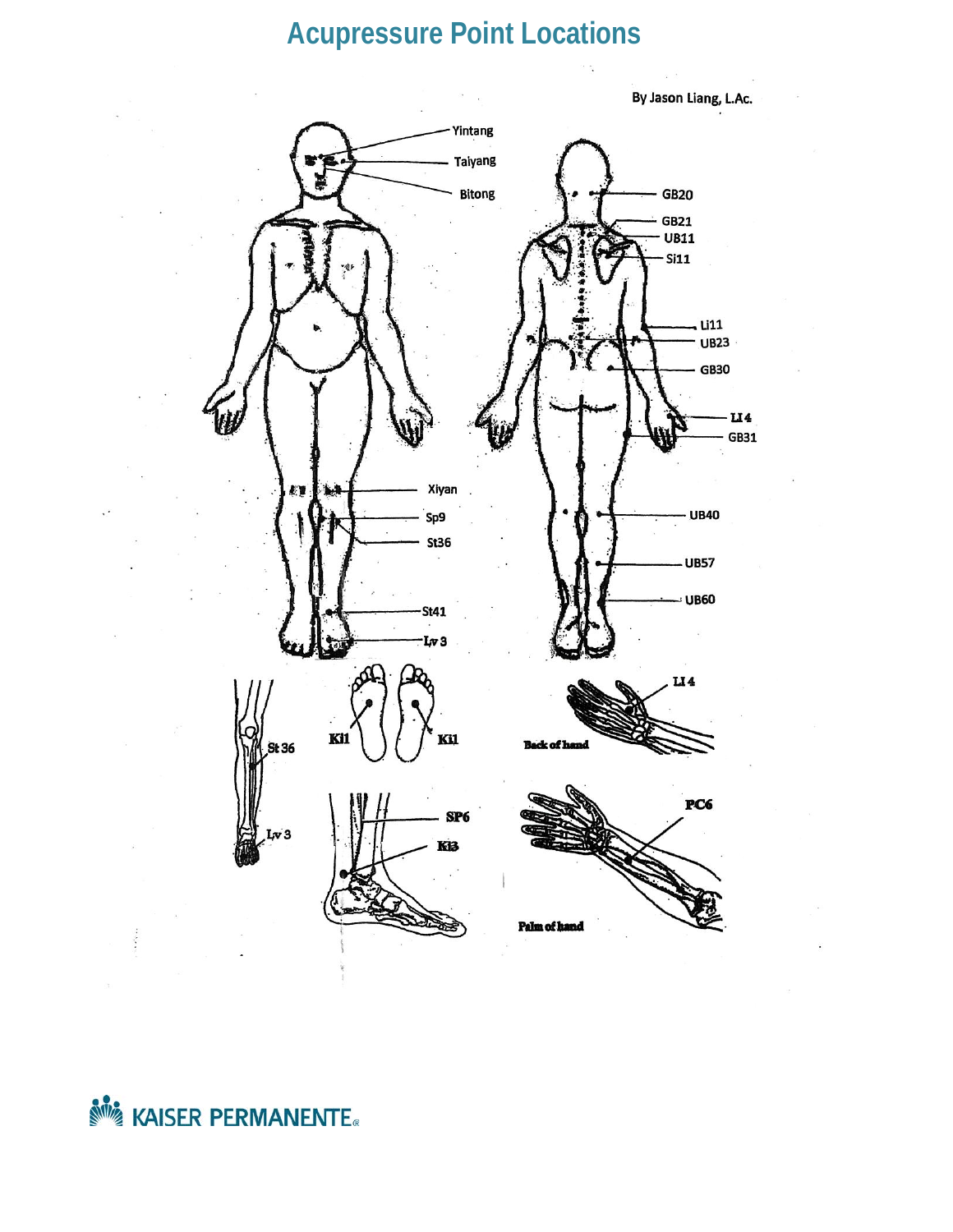# Acupressure Point Locations

By Jason Liang, L.Ac.

Yintang

Taiyang

Bitong

Xiyan

Sp9

St36

St41

Lv 3

GB20

GB21

UB11

Si11

Li11

UB23

GB30

LI 4

GB31

UB40

UB57

UB60

St 36

Lv 3

Ki1

Ki1

LI 4

Back of hand

SP6

Ki3

PC6

Palm of hand